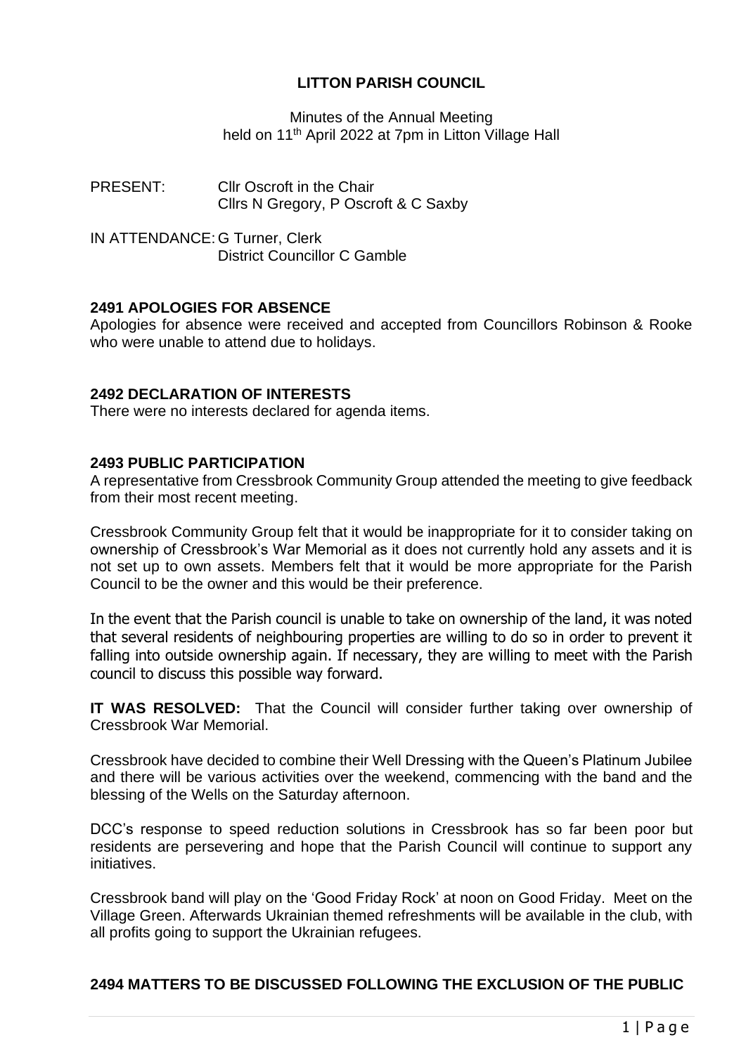# LITTON PARISH COUNCIL

Minutes of the Annual Meeting
held on 11th April 2022 at 7pm in Litton Village Hall

PRESENT: Cllr Oscroft in the Chair
Cllrs N Gregory, P Oscroft & C Saxby

IN ATTENDANCE: G Turner, Clerk
District Councillor C Gamble

## 2491 APOLOGIES FOR ABSENCE

Apologies for absence were received and accepted from Councillors Robinson & Rooke who were unable to attend due to holidays.

## 2492 DECLARATION OF INTERESTS

There were no interests declared for agenda items.

## 2493 PUBLIC PARTICIPATION

A representative from Cressbrook Community Group attended the meeting to give feedback from their most recent meeting.

Cressbrook Community Group felt that it would be inappropriate for it to consider taking on ownership of Cressbrook's War Memorial as it does not currently hold any assets and it is not set up to own assets. Members felt that it would be more appropriate for the Parish Council to be the owner and this would be their preference.

In the event that the Parish council is unable to take on ownership of the land, it was noted that several residents of neighbouring properties are willing to do so in order to prevent it falling into outside ownership again. If necessary, they are willing to meet with the Parish council to discuss this possible way forward.

**IT WAS RESOLVED:** That the Council will consider further taking over ownership of Cressbrook War Memorial.

Cressbrook have decided to combine their Well Dressing with the Queen's Platinum Jubilee and there will be various activities over the weekend, commencing with the band and the blessing of the Wells on the Saturday afternoon.

DCC's response to speed reduction solutions in Cressbrook has so far been poor but residents are persevering and hope that the Parish Council will continue to support any initiatives.

Cressbrook band will play on the 'Good Friday Rock' at noon on Good Friday. Meet on the Village Green. Afterwards Ukrainian themed refreshments will be available in the club, with all profits going to support the Ukrainian refugees.

## 2494 MATTERS TO BE DISCUSSED FOLLOWING THE EXCLUSION OF THE PUBLIC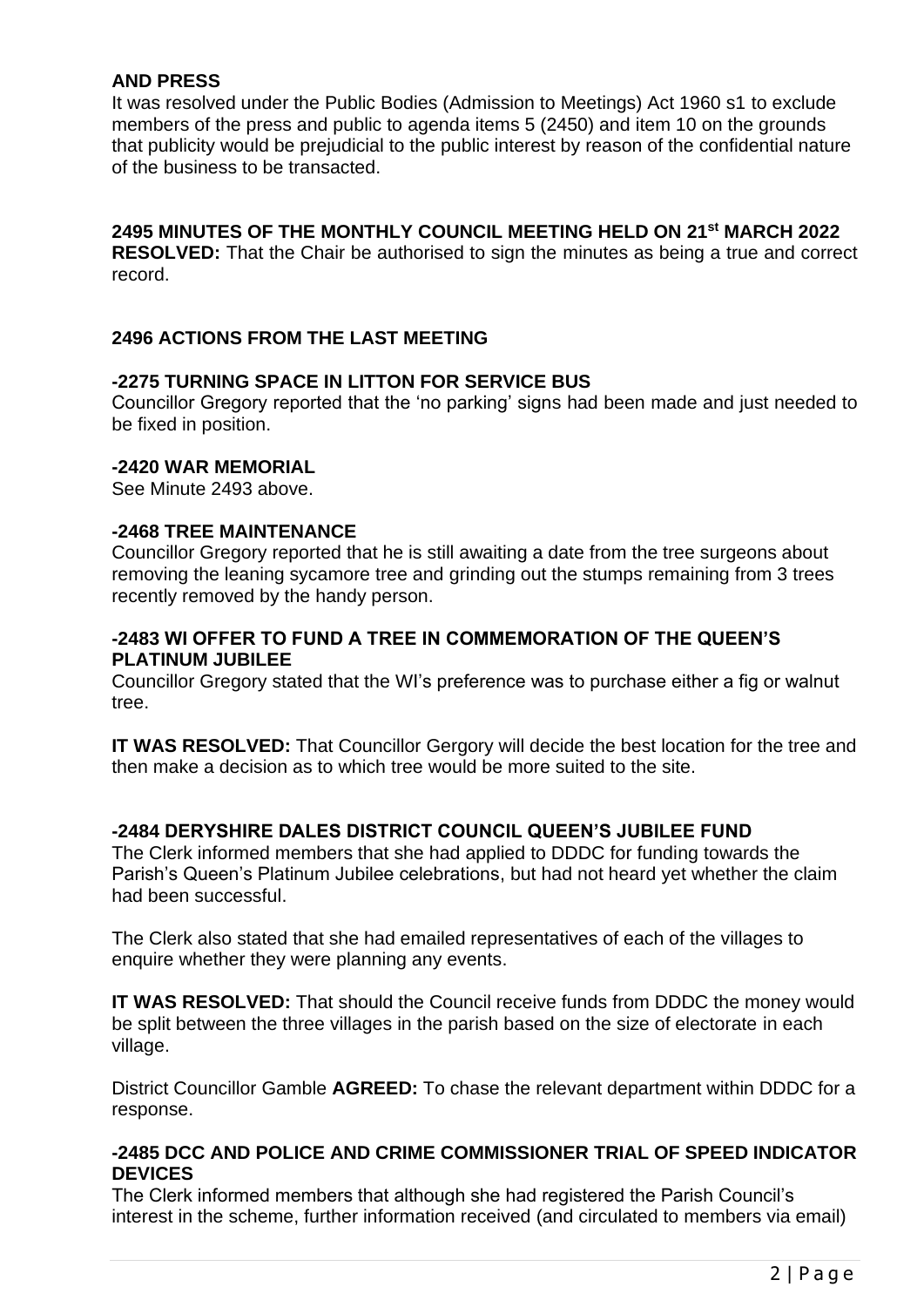**AND PRESS**

It was resolved under the Public Bodies (Admission to Meetings) Act 1960 s1 to exclude members of the press and public to agenda items 5 (2450) and item 10 on the grounds that publicity would be prejudicial to the public interest by reason of the confidential nature of the business to be transacted.

**2495 MINUTES OF THE MONTHLY COUNCIL MEETING HELD ON 21st MARCH 2022**

**RESOLVED:** That the Chair be authorised to sign the minutes as being a true and correct record.

**2496 ACTIONS FROM THE LAST MEETING**

**-2275 TURNING SPACE IN LITTON FOR SERVICE BUS**

Councillor Gregory reported that the 'no parking' signs had been made and just needed to be fixed in position.

**-2420 WAR MEMORIAL**

See Minute 2493 above.

**-2468 TREE MAINTENANCE**

Councillor Gregory reported that he is still awaiting a date from the tree surgeons about removing the leaning sycamore tree and grinding out the stumps remaining from 3 trees recently removed by the handy person.

**-2483 WI OFFER TO FUND A TREE IN COMMEMORATION OF THE QUEEN'S PLATINUM JUBILEE**

Councillor Gregory stated that the WI's preference was to purchase either a fig or walnut tree.

**IT WAS RESOLVED:** That Councillor Gergory will decide the best location for the tree and then make a decision as to which tree would be more suited to the site.

**-2484 DERYSHIRE DALES DISTRICT COUNCIL QUEEN'S JUBILEE FUND**

The Clerk informed members that she had applied to DDDC for funding towards the Parish's Queen's Platinum Jubilee celebrations, but had not heard yet whether the claim had been successful.

The Clerk also stated that she had emailed representatives of each of the villages to enquire whether they were planning any events.

**IT WAS RESOLVED:** That should the Council receive funds from DDDC the money would be split between the three villages in the parish based on the size of electorate in each village.

District Councillor Gamble **AGREED:** To chase the relevant department within DDDC for a response.

**-2485 DCC AND POLICE AND CRIME COMMISSIONER TRIAL OF SPEED INDICATOR DEVICES**

The Clerk informed members that although she had registered the Parish Council's interest in the scheme, further information received (and circulated to members via email)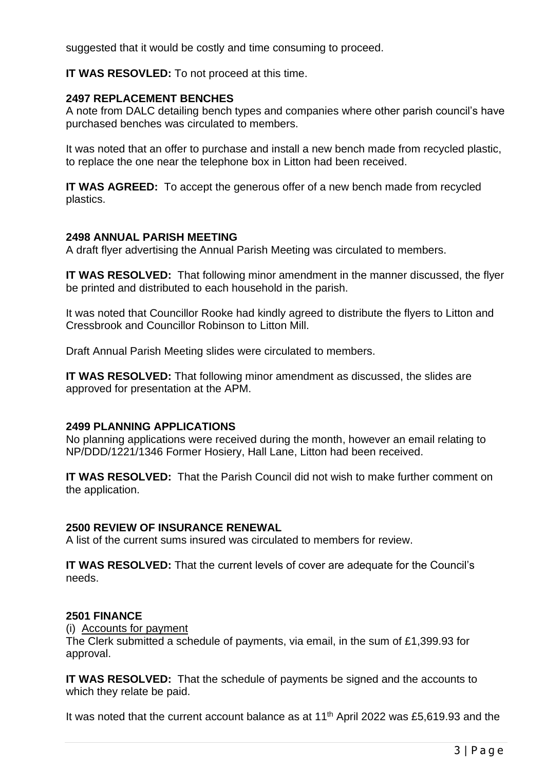suggested that it would be costly and time consuming to proceed.

**IT WAS RESOVLED:** To not proceed at this time.

**2497 REPLACEMENT BENCHES**

A note from DALC detailing bench types and companies where other parish council's have purchased benches was circulated to members.

It was noted that an offer to purchase and install a new bench made from recycled plastic, to replace the one near the telephone box in Litton had been received.

**IT WAS AGREED:** To accept the generous offer of a new bench made from recycled plastics.

**2498 ANNUAL PARISH MEETING**

A draft flyer advertising the Annual Parish Meeting was circulated to members.

**IT WAS RESOLVED:** That following minor amendment in the manner discussed, the flyer be printed and distributed to each household in the parish.

It was noted that Councillor Rooke had kindly agreed to distribute the flyers to Litton and Cressbrook and Councillor Robinson to Litton Mill.

Draft Annual Parish Meeting slides were circulated to members.

**IT WAS RESOLVED:** That following minor amendment as discussed, the slides are approved for presentation at the APM.

**2499 PLANNING APPLICATIONS**

No planning applications were received during the month, however an email relating to NP/DDD/1221/1346 Former Hosiery, Hall Lane, Litton had been received.

**IT WAS RESOLVED:** That the Parish Council did not wish to make further comment on the application.

**2500 REVIEW OF INSURANCE RENEWAL**

A list of the current sums insured was circulated to members for review.

**IT WAS RESOLVED:** That the current levels of cover are adequate for the Council's needs.

**2501 FINANCE**

(i) Accounts for payment

The Clerk submitted a schedule of payments, via email, in the sum of £1,399.93 for approval.

**IT WAS RESOLVED:** That the schedule of payments be signed and the accounts to which they relate be paid.

It was noted that the current account balance as at 11th April 2022 was £5,619.93 and the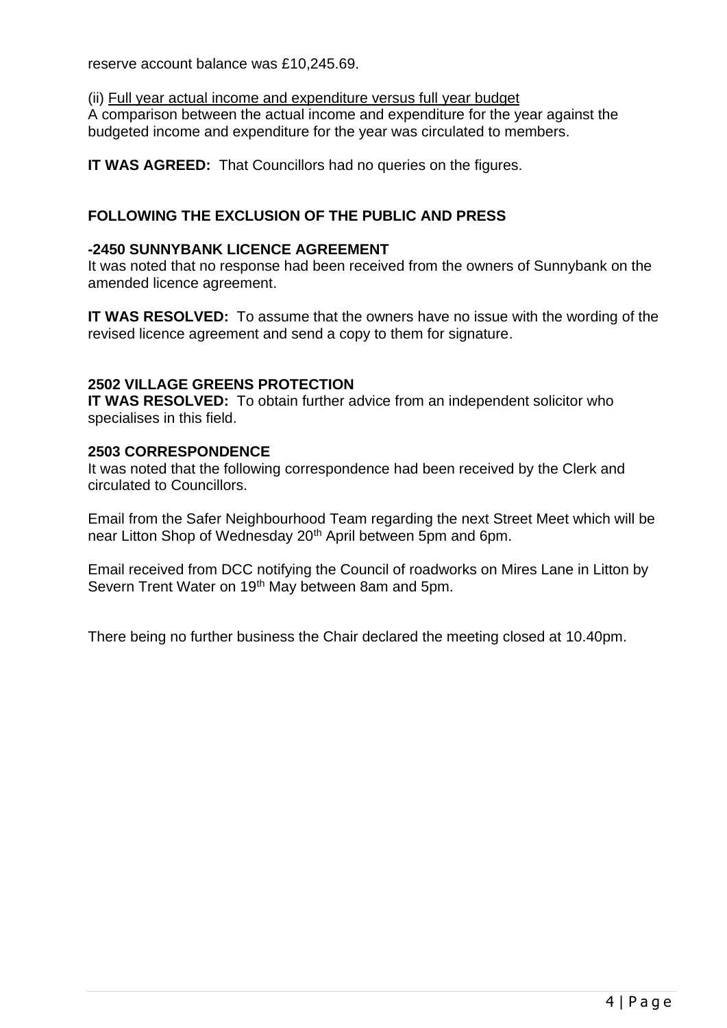reserve account balance was £10,245.69.

(ii) Full year actual income and expenditure versus full year budget
A comparison between the actual income and expenditure for the year against the budgeted income and expenditure for the year was circulated to members.

**IT WAS AGREED:** That Councillors had no queries on the figures.

**FOLLOWING THE EXCLUSION OF THE PUBLIC AND PRESS**

**-2450 SUNNYBANK LICENCE AGREEMENT**
It was noted that no response had been received from the owners of Sunnybank on the amended licence agreement.

**IT WAS RESOLVED:** To assume that the owners have no issue with the wording of the revised licence agreement and send a copy to them for signature.

**2502 VILLAGE GREENS PROTECTION**
**IT WAS RESOLVED:** To obtain further advice from an independent solicitor who specialises in this field.

**2503 CORRESPONDENCE**
It was noted that the following correspondence had been received by the Clerk and circulated to Councillors.

Email from the Safer Neighbourhood Team regarding the next Street Meet which will be near Litton Shop of Wednesday 20th April between 5pm and 6pm.

Email received from DCC notifying the Council of roadworks on Mires Lane in Litton by Severn Trent Water on 19th May between 8am and 5pm.

There being no further business the Chair declared the meeting closed at 10.40pm.